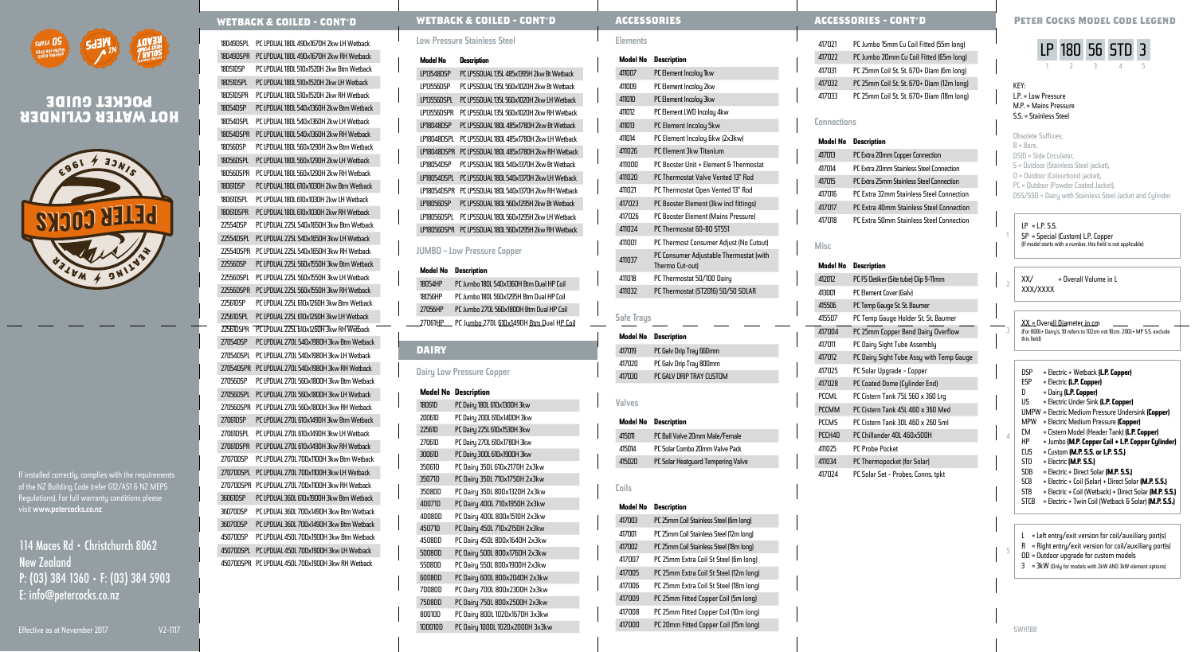# HOT WATER CYLINDER POCKET GUIDE

PETER COCKS — WATER HEATING — SINCE 1963

If installed correctly, complies with the requirements of the NZ Building Code (refer G12/AS1 & NZ MEPS Regulations). For full warranty conditions please visit **www.petercocks.co.nz**

114 Maces Rd • Christchurch 8062
New Zealand
P: (03) 384 1360 • F: (03) 384 5903
E: info@petercocks.co.nz

Effective as at November 2017 — V2-1117

## WETBACK & COILED - CONT'D

| Model No | Description |
|---|---|
| 18049DSPL | PC LPDUAL 180L 490x1670H 2kw LH Wetback |
| 18049DSPR | PC LPDUAL 180L 490x1670H 2kw RH Wetback |
| 18051DSP | PC LPDUAL 180L 510x1520H 2kw Btm Wetback |
| 18051DSPL | PC LPDUAL 180L 510x1520H 2kw LH Wetback |
| 18051DSPR | PC LPDUAL 180L 510x1520H 2kw RH Wetback |
| 18054DSP | PC LPDUAL 180L 540x1360H 2kw Btm Wetback |
| 18054DSPL | PC LPDUAL 180L 540x1360H 2kw LH Wetback |
| 18054DSPR | PC LPDUAL 180L 540x1360H 2kw RH Wetback |
| 18056DSP | PC LPDUAL 180L 560x1290H 2kw Btm Wetback |
| 18056DSPL | PC LPDUAL 180L 560x1290H 2kw LH Wetback |
| 18056DSPR | PC LPDUAL 180L 560x1290H 2kw RH Wetback |
| 18061DSP | PC LPDUAL 180L 610x1030H 2kw Btm Wetback |
| 18061DSPL | PC LPDUAL 180L 610x1030H 2kw LH Wetback |
| 18061DSPR | PC LPDUAL 180L 610x1030H 2kw RH Wetback |
| 22554DSP | PC LPDUAL 225L 540x1650H 3kw Btm Wetback |
| 22554DSPL | PC LPDUAL 225L 540x1650H 3kw LH Wetback |
| 22554DSPR | PC LPDUAL 225L 540x1650H 3kw RH Wetback |
| 22556DSP | PC LPDUAL 225L 560x1550H 3kw Btm Wetback |
| 22556DSPL | PC LPDUAL 225L 560x1550H 3kw LH Wetback |
| 22556DSPR | PC LPDUAL 225L 560x1550H 3kw RH Wetback |
| 22561DSP | PC LPDUAL 225L 610x1260H 3kw Btm Wetback |
| 22561DSPL | PC LPDUAL 225L 610x1260H 3kw LH Wetback |
| 22561DSPR | PC LPDUAL 225L 610x1260H 3kw RH Wetback |
| 27054DSP | PC LPDUAL 270L 540x1980H 3kw Btm Wetback |
| 27054DSPL | PC LPDUAL 270L 540x1980H 3kw LH Wetback |
| 27054DSPR | PC LPDUAL 270L 540x1980H 3kw RH Wetback |
| 27056DSP | PC LPDUAL 270L 560x1800H 3kw Btm Wetback |
| 27056DSPL | PC LPDUAL 270L 560x1800H 3kw LH Wetback |
| 27056DSPR | PC LPDUAL 270L 560x1800H 3kw RH Wetback |
| 27061DSP | PC LPDUAL 270L 610x1490H 3kw Btm Wetback |
| 27061DSPL | PC LPDUAL 270L 610x1490H 3kw LH Wetback |
| 27061DSPR | PC LPDUAL 270L 610x1490H 3kw RH Wetback |
| 27070DSP | PC LPDUAL 270L 700x1100H 3kw Btm Wetback |
| 27070DSPL | PC LPDUAL 270L 700x1100H 3kw LH Wetback |
| 27070DSPR | PC LPDUAL 270L 700x1100H 3kw RH Wetback |
| 36061DSP | PC LPDUAL 360L 610x1900H 3kw Btm Wetback |
| 36070DSP | PC LPDUAL 360L 700x1490H 3kw Btm Wetback |
| 36070DSP | PC LPDUAL 360L 700x1490H 3kw Btm Wetback |
| 45070DSP | PC LPDUAL 450L 700x1900H 3kw Btm Wetback |
| 45070DSPL | PC LPDUAL 450L 700x1900H 3kw LH Wetback |
| 45070DSPR | PC LPDUAL 450L 700x1900H 3kw RH Wetback |

### Low Pressure Stainless Steel

| Model No | Description |
|---|---|
| LPI3548DSP | PC LPSSDUAL 135L 485x1395H 2kw Bt Wetback |
| LPI3556DSP | PC LPSSDUAL 135L 560x1020H 2kw Bt Wetback |
| LPI3556DSPL | PC LPSSDUAL 135L 560x1020H 2kw LH Wetback |
| LPI3556DSPR | PC LPSSDUAL 135L 560x1020H 2kw RH Wetback |
| LP18048DSP | PC LPSSDUAL 180L 485x1780H 2kw Bt Wetback |
| LP18048DSPL | PC LPSSDUAL 180L 485x1780H 2kw LH Wetback |
| LP18048DSPR | PC LPSSDUAL 180L 485x1780H 2kw RH Wetback |
| LP18054DSP | PC LPSSDUAL 180L 540x1370H 2kw Bt Wetback |
| LP18054DSPL | PC LPSSDUAL 180L 540x1370H 2kw LH Wetback |
| LP18054DSPR | PC LPSSDUAL 180L 540x1370H 2kw RH Wetback |
| LP18056DSP | PC LPSSDUAL 180L 560x1295H 2kw Bt Wetback |
| LP18056DSPL | PC LPSSDUAL 180L 560x1295H 2kw LH Wetback |
| LP18056DSPR | PC LPSSDUAL 180L 560x1295H 2kw RH Wetback |

### JUMBO - Low Pressure Copper

| Model No | Description |
|---|---|
| 18054HP | PC Jumbo 180L 540x1360H Btm Dual HP Coil |
| 18056HP | PC Jumbo 180L 560x1295H Btm Dual HP Coil |
| 27056HP | PC Jumbo 270L 560x1800H Btm Dual HP Coil |
| 27061HP | PC Jumbo 270L 610x1490H Btm Dual HP Coil |

## DAIRY

### Dairy Low Pressure Copper

| Model No | Description |
|---|---|
| 18061D | PC Dairy 180L 610x1300H 3kw |
| 20061D | PC Dairy 200L 610x1400H 3kw |
| 22561D | PC Dairy 225L 610x1530H 3kw |
| 27061D | PC Dairy 270L 610x1780H 3kw |
| 30061D | PC Dairy 300L 610x1900H 3kw |
| 35061D | PC Dairy 350L 610x2170H 2x3kw |
| 35071D | PC Dairy 350L 710x1750H 2x3kw |
| 35080D | PC Dairy 350L 800x1320H 2x3kw |
| 40071D | PC Dairy 400L 710x1950H 2x3kw |
| 40080D | PC Dairy 400L 800x1510H 2x3kw |
| 45071D | PC Dairy 450L 710x2150H 2x3kw |
| 45080D | PC Dairy 450L 800x1640H 2x3kw |
| 50080D | PC Dairy 500L 800x1760H 2x3kw |
| 55080D | PC Dairy 550L 800x1900H 2x3kw |
| 60080D | PC Dairy 600L 800x2040H 2x3kw |
| 70080D | PC Dairy 700L 800x2300H 2x3kw |
| 75080D | PC Dairy 750L 800x2500H 2x3kw |
| 80010D | PC Dairy 800L 1020x1670H 3x3kw |
| 100010D | PC Dairy 1000L 1020x2000H 3x3kw |

## ACCESSORIES

### Elements

| Model No | Description |
|---|---|
| 411007 | PC Element Incoloy 1kw |
| 411009 | PC Element Incoloy 2kw |
| 411010 | PC Element Incoloy 3kw |
| 411012 | PC Element LWD Incoloy 4kw |
| 411013 | PC Element Incoloy 5kw |
| 411014 | PC Element Incoloy 6kw (2x3kw) |
| 411026 | PC Element 3kw Titanium |
| 411000 | PC Booster Unit + Element & Thermostat |
| 411020 | PC Thermostat Valve Vented 13" Rod |
| 411021 | PC Thermostat Open Vented 13" Rod |
| 417023 | PC Booster Element (3kw incl fittings) |
| 417026 | PC Booster Element (Mains Pressure) |
| 411024 | PC Thermostat 60-80 ST551 |
| 411001 | PC Thermost Consumer Adjust (No Cutout) |
| 411037 | PC Consumer Adjustable Thermostat (with Thermo Cut-out) |
| 411018 | PC Thermostat 50/100 Dairy |
| 411032 | PC Thermostat (ST2016) 50/50 SOLAR |

### Safe Trays

| Model No | Description |
|---|---|
| 417019 | PC Galv Drip Tray 660mm |
| 417020 | PC Galv Drip Tray 800mm |
| 417030 | PC GALV DRIP TRAY CUSTOM |

### Valves

| Model No | Description |
|---|---|
| 415011 | PC Ball Valve 20mm Male/Female |
| 415014 | PC Solar Combo 20mm Valve Pack |
| 415020 | PC Solar Heatguard Tempering Valve |

### Coils

| Model No | Description |
|---|---|
| 417003 | PC 25mm Coil Stainless Steel (6m long) |
| 417001 | PC 25mm Coil Stainless Steel (12m long) |
| 417002 | PC 25mm Coil Stainless Steel (18m long) |
| 417007 | PC 25mm Extra Coil St Steel (6m long) |
| 417005 | PC 25mm Extra Coil St Steel (12m long) |
| 417006 | PC 25mm Extra Coil St Steel (18m long) |
| 417009 | PC 25mm Fitted Copper Coil (5m long) |
| 417008 | PC 25mm Fitted Copper Coil (10m long) |
| 417000 | PC 20mm Fitted Copper Coil (15m long) |

## ACCESSORIES - CONT'D

| Model No | Description |
|---|---|
| 417021 | PC Jumbo 15mm Cu Coil Fitted (55m long) |
| 417022 | PC Jumbo 20mm Cu Coil Fitted (65m long) |
| 417031 | PC 25mm Coil St. St. 670+ Diam (6m long) |
| 417032 | PC 25mm Coil St. St. 670+ Diam (12m long) |
| 417033 | PC 25mm Coil St. St. 670+ Diam (18m long) |

### Connections

| Model No | Description |
|---|---|
| 417013 | PC Extra 20mm Copper Connection |
| 417014 | PC Extra 20mm Stainless Steel Connection |
| 417015 | PC Extra 25mm Stainless Steel Connection |
| 417016 | PC Extra 32mm Stainless Steel Connection |
| 417017 | PC Extra 40mm Stainless Steel Connection |
| 417018 | PC Extra 50mm Stainless Steel Connection |

### Misc

| Model No | Description |
|---|---|
| 412012 | PC FS Oetiker (Site tube) Clip 9-11mm |
| 413001 | PC Element Cover (Galv) |
| 415506 | PC Temp Gauge St. St. Baumer |
| 415507 | PC Temp Gauge Holder St. St. Baumer |
| 417004 | PC 25mm Copper Bend Dairy Overflow |
| 417011 | PC Dairy Sight Tube Assembly |
| 417012 | PC Dairy Sight Tube Assy with Temp Gauge |
| 417025 | PC Solar Upgrade - Copper |
| 417028 | PC Coated Dome (Cylinder End) |
| PCCML | PC Cistern Tank 75L 560 x 360 Lrg |
| PCCMM | PC Cistern Tank 45L 460 x 360 Med |
| PCCMS | PC Cistern Tank 30L 460 x 260 Sml |
| PCCH40 | PC Chillander 40L 460x500H |
| 411025 | PC Probe Pocket |
| 411034 | PC Thermopocket (for Solar) |
| 417024 | PC Solar Set - Probes, Conns, tpkt |

## Peter Cocks Model Code Legend

LP 180 56 STD 3
(1 — 2 — 3 — 4 — 5)

KEY:
L.P. = Low Pressure
M.P. = Mains Pressure
S.S. = Stainless Steel

Obsolete Suffixes;
B = Bare,
DSID = Side Circulator,
S = Outdoor (Stainless Steel jacket),
O = Outdoor (Colourbond jacket),
PC = Outdoor (Powder Coated Jacket),
DSS/SSD = Dairy with Stainless Steel Jacket and Cylinder

1. LP = L.P. S.S.
   SP = Special (Custom) L.P. Copper
   (If model starts with a number, this field is not applicable)

2. XX/XXX/XXXX = Overall Volume in L

3. XX = Overall Diameter in cm
   (For 800+ Dairy's, 10 refers to 102cm not 10cm. 200L+ MP S.S. exclude this field)

4.
   - DSP = Electric + Wetback **(L.P. Copper)**
   - ESP = Electric **(L.P. Copper)**
   - D = Dairy **(L.P. Copper)**
   - US = Electric Under Sink **(L.P. Copper)**
   - UMPW = Electric Medium Pressure Undersink **(Copper)**
   - MPW = Electric Medium Pressure **(Copper)**
   - CM = Cistern Model (Header Tank) **(L.P. Copper)**
   - HP = Jumbo **(M.P. Copper Coil + L.P. Copper Cylinder)**
   - CUS = Custom **(M.P. S.S. or L.P. S.S.)**
   - STD = Electric **(M.P. S.S.)**
   - SDB = Electric + Direct Solar **(M.P. S.S.)**
   - SCB = Electric + Coil (Solar) + Direct Solar **(M.P. S.S.)**
   - STB = Electric + Coil (Wetback) + Direct Solar **(M.P. S.S.)**
   - STCB = Electric + Twin Coil (Wetback & Solar) **(M.P. S.S.)**

5.
   - L = Left entry/exit version for coil/auxiliary port(s)
   - R = Right entry/exit version for coil/auxiliary port(s)
   - OD = Outdoor upgrade for custom models
   - 3 = 3kW (Only for models with 2kW AND 3kW element options)

SWH188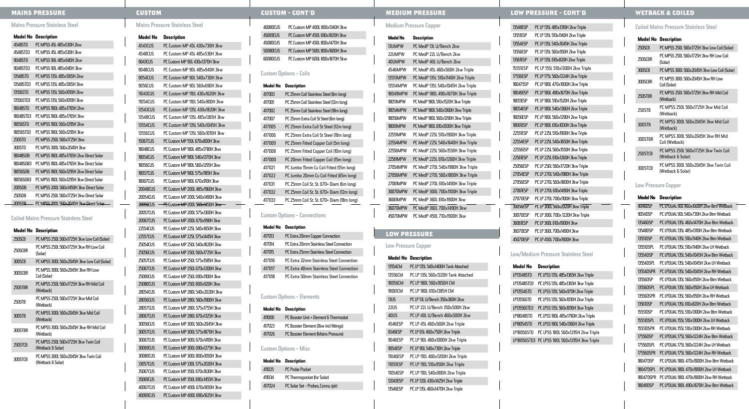## MAINS PRESSURE

### Mains Pressure Stainless Steel

| Model No | Description |
|---|---|
| 4548STD | PC MPSS 45L 485x530H 2kw |
| 4548STD3 | PC MPSS 45L 485x530H 3kw |
| 9048STD | PC MPSS 90L 485x940H 2kw |
| 9048STD3 | PC MPSS 90L 485x940H 3kw |
| 13548STD | PC MPSS 135L 485x1365H 2kw |
| 13548STD3 | PC MPSS 135L 485x1365H 3kw |
| 13556STD | PC MPSS 135L 560x1010H 2kw |
| 13556STD3 | PC MPSS 135L 560x1010H 3kw |
| 18048STD | PC MPSS 180L 485x1765H 2kw |
| 18048STD3 | PC MPSS 180L 485x1765H 3kw |
| 18056STD | PC MPSS 180L 560x1295H 2kw |
| 18056STD3 | PC MPSS 180L 560x1295H 3kw |
| 250STD | PC MPSS 250L 560x1725H 3kw |
| 300STD | PC MPSS 300L 560x2045H 3kw |
| 18048SDB | PC MPSS 180L 485x1765H 2kw Direct Solar |
| 18048SDB3 | PC MPSS 180L 485x1765H 3kw Direct Solar |
| 18056SDB | PC MPSS 180L 560x1295H 2kw Direct Solar |
| 18056SDB3 | PC MPSS 180L 560x1295H 3kw Direct Solar |
| 200SDB | PC MPSS 200L 560x1450H 3kw Direct Solar |
| 250SDB | PC MPSS 250L 560x1725H 3kw Direct Solar |
| ~~300SDB~~ | ~~PC MPSS 300L 560x2045H 3kw Direct Solar~~ |

### Coiled Mains Pressure Stainless Steel

| Model No | Description |
|---|---|
| 250SCB | PC MPSS 250L 560x1725H 3kw Low Coil (Solar) |
| 250SCBR | PC MPSS 250L 560x1725H 3kw RH Low Coil (Solar) |
| 300SCB | PC MPSS 300L 560x2045H 3kw Low Coil (Solar) |
| 300SCBR | PC MPSS 300L 560x2045H 3kw RH Low Coil (Solar) |
| 250STBR | PC MPSS 250L 560x1725H 3kw RH Mid Coil (Wetback) |
| 250STB | PC MPSS 250L 560x1725H 3kw Mid Coil (Wetback) |
| 300STB | PC MPSS 300L 560x2045H 3kw Mid Coil (Wetback) |
| 300STBR | PC MPSS 300L 560x2045H 3kw RH Mid Coil (Wetback) |
| 250STCB | PC MPSS 250L 560x1725H 3kw Twin Coil (Wetback & Solar) |
| 300STCB | PC MPSS 300L 560x2045H 3kw Twin Coil (Wetback & Solar) |

## CUSTOM

### Mains Pressure Stainless Steel

| Model No | Description |
|---|---|
| 4543CUS | PC Custom MP 45L 430x730H 3kw |
| 4548CUS | PC Custom MP 45L 485x530H 3kw |
| 9043CUS | PC Custom MP 90L 430x1370H 3kw |
| 9048CUS | PC Custom MP 90L 485x940H 3kw |
| 9054CUS | PC Custom MP 90L 540x730H 3kw |
| 9056CUS | PC Custom MP 90L 560x690H 3kw |
| 11043CUS | PC Custom MP 110L 430x1620H 3kw |
| 11054CUS | PC Custom MP 110L 540x900H 3kw |
| 13543CUS | PC Custom MP 135L 430x1820H 3kw |
| 13548CUS | PC Custom MP 135L 485x1365H 3kw |
| 13554CUS | PC Custom MP 135L 540x1045H 3kw |
| 13556CUS | PC Custom MP 135L 560x1010H 3kw |
| 15067CUS | PC Custom MP 150L 670x800H 3kw |
| 18048CUS | PC Custom MP 180L 485x1780H 3kw |
| 18054CUS | PC Custom MP 180L 540x1370H 3kw |
| 18056CUS | PC Custom MP 180L 560x1295H 3kw |
| 18057CUS | PC Custom MP 180L 575x1185H 3kw |
| 18067CUS | PC Custom MP 180L 670x910H 3kw |
| 20048CUS | PC Custom MP 200L 485x1960H 3kw |
| 20054CUS | PC Custom MP 200L 540x1490H 3kw |
| ~~20056CUS~~ | ~~PC Custom MP 200L 560x1450H 3kw~~ |
| 20057CUS | PC Custom MP 200L 575x1300H 3kw |
| 20067CUS | PC Custom MP 200L 670x990H 3kw |
| 22554CUS | PC Custom MP 225L 540x1650H 3kw |
| 22557CUS | PC Custom MP 225L 575x1445H 3kw |
| 25054CUS | PC Custom MP 250L 540x1820H 3kw |
| 25056CUS | PC Custom MP 250L 560x1725H 3kw |
| 25057CUS | PC Custom MP 250L 575x1585H 3kw |
| 25067CUS | PC Custom MP 250L 670x1200H 3kw |
| 25069CUS | PC Custom MP 250L 690x1100H 3kw |
| 25080CUS | PC Custom MP 250L 800x920H 3kw |
| 28054CUS | PC Custom MP 280L 540x2020H 3kw |
| 28056CUS | PC Custom MP 280L 560x1900H 3kw |
| 28057CUS | PC Custom MP 280L 575x1755H 3kw |
| 28067CUS | PC Custom MP 280L 670x1325H 3kw |
| 30056CUS | PC Custom MP 300L 560x2045H 3kw |
| 30057CUS | PC Custom MP 300L 575x1870H 3kw |
| 30067CUS | PC Custom MP 300L 670x1410H 3kw |
| 30069CUS | PC Custom MP 300L 690x1275H 3kw |
| 30080CUS | PC Custom MP 300L 800x1050H 3kw |
| 33057CUS | PC Custom MP 330L 575x2020H 3kw |
| 35067CUS | PC Custom MP 350L 670x1630H 3kw |
| 35069CUS | PC Custom MP 350L 690x1455H 3kw |
| 40067CUS | PC Custom MP 400L 670x1830H 3kw |
| 40069CUS | PC Custom MP 400L 690x1625H 3kw |

## CUSTOM - CONT'D

| Model No | Description |
|---|---|
| 40080CUS | PC Custom MP 400L 800x1340H 3kw |
| 45069CUS | PC Custom MP 450L 690x1820H 3kw |
| 45080CUS | PC Custom MP 450L 800x1470H 3kw |
| 50080CUS | PC Custom MP 500L 800x1600H 3kw |
| 60080CUS | PC Custom MP 600L 800x1870H 5kw |

### Custom Options - Coils

| Model No | Description |
|---|---|
| 417003 | PC 25mm Coil Stainless Steel (6m long) |
| 417001 | PC 25mm Coil Stainless Steel (12m long) |
| 417002 | PC 25mm Coil Stainless Steel (18m long) |
| 417007 | PC 25mm Extra Coil St Steel (6m long) |
| 417005 | PC 25mm Extra Coil St Steel (12m long) |
| 417006 | PC 25mm Extra Coil St Steel (18m long) |
| 417009 | PC 25mm Fitted Copper Coil (5m long) |
| 417008 | PC 25mm Fitted Copper Coil (10m long) |
| 417000 | PC 20mm Fitted Copper Coil (15m long) |
| 417021 | PC Jumbo 15mm Cu Coil Fitted (55m long) |
| 417022 | PC Jumbo 20mm Cu Coil Fitted (65m long) |
| 417031 | PC 25mm Coil St. St. 670+ Diam (6m long) |
| 417032 | PC 25mm Coil St. St. 670+ Diam (12m long) |
| 417033 | PC 25mm Coil St. St. 670+ Diam (18m long) |

### Custom Options - Connections

| Model No | Description |
|---|---|
| 417013 | PC Extra 20mm Copper Connection |
| 417014 | PC Extra 20mm Stainless Steel Connection |
| 417015 | PC Extra 25mm Stainless Steel Connection |
| 417016 | PC Extra 32mm Stainless Steel Connection |
| 417017 | PC Extra 40mm Stainless Steel Connection |
| 417018 | PC Extra 50mm Stainless Steel Connection |

### Custom Options - Elements

| Model No | Description |
|---|---|
| 411000 | PC Booster Unit + Element & Thermostat |
| 417023 | PC Booster Element (3kw incl fittings) |
| 417026 | PC Booster Element (Mains Pressure) |

### Custom Options - Misc

| Model No | Description |
|---|---|
| 411025 | PC Probe Pocket |
| 411034 | PC Thermopocket (for Solar) |
| 417024 | PC Solar Set - Probes, Conns, tpkt |

## MEDIUM PRESSURE

### Medium Pressure Copper

| Model No | Description |
|---|---|
| 13UMPW | PC MedP 13L U/Bench 2kw |
| 22UMPW | PC MedP 22L U/Bench 2kw |
| 40UMPW | PC MedP 40L U/Bench 2kw |
| 4546MPW | PC MedP 45L 460x560H 2kw Triple |
| 13551MPW | PC MedP 135L 510x1140H 2kw Triple |
| 13554MPW | PC MedP 135L 540x1045H 2kw Triple |
| 18049MPW | PC MedP 180L 490x1670H 3kw Triple |
| 18051MPW | PC MedP 180L 510x1520H 3kw Triple |
| 18054MPW | PC MedP 180L 540x1360H 3kw Triple |
| 18056MPW | PC MedP 180L 560x1290H 3kw Triple |
| 18061MPW | PC MedP 180L 610x1030H 3kw Triple |
| 22551MPW | PC MedP 225L 510x1900H 3kw Triple |
| 22554MPW | PC MedP 225L 540x1640H 3kw Triple |
| 22556MPW | PC MedP 225L 560x1550H 3kw Triple |
| 22561MPW | PC MedP 225L 610x1260H 3kw Triple |
| 27054MPW | PC MedP 270L 540x1980H 3kw Triple |
| 27056MPW | PC MedP 270L 560x1800H 3kw Triple |
| 27061MPW | PC MedP 270L 610x1490H 3kw Triple |
| 30070MPW | PC MedP 300L 700x1100H 3kw Triple |
| 36061MPW | PC MedP 360L 610x1900H 3kw |
| ~~36070MPW~~ | ~~PC MedP 360L 700x1490H 3kw~~ |
| 45070MPW | PC MedP 450L 710x1900H 3kw |

## LOW PRESSURE

### Low Pressure Copper

| Model No | Description |
|---|---|
| 13554CM | PC LP 135L 540x1400H Tank Attached |
| 13556CM | PC LP 135L 560x1320H Tank Attached |
| 18056CM | PC LP 180L 560x1650H CM |
| 18061CM | PC LP 180L 610x1385H CM |
| 13US | PC LP 13L U/Bench 350x360H 2kw |
| 22US | PC LP 22L U/Bench 350x500H 2kw |
| 40US | PC LP 40L U/Bench 460x500H 2kw |
| 4546ESP | PC LP 45L 460x560H 2kw Triple |
| 6546ESP | PC LP 65L 460x750H 2kw Triple |
| 9046ESP | PC LP 90L 460x1000H 2kw Triple |
| 9054ESP | PC LP 90L 540x730H 2kw Triple |
| 11046ESP | PC LP 110L 460x1200H 2kw Triple |
| 11051ESP | PC LP 110L 510x950H 2kw Triple |
| 11054ESP | PC LP 110L 540x900H 2kw Triple |
| 12043ESP | PC LP 120L 430x1425H 2kw Triple |
| 13546ESP | PC LP 135L 460x1470H 2kw Triple |

## LOW PRESSURE - CONT'D

| Model No | Description |
|---|---|
| 13548ESP | PC LP 135L 485x1310H 2kw Triple |
| 13551ESP | PC LP 135L 510x1140H 2kw Triple |
| 13554ESP | PC LP 135L 540x1045H 2kw Triple |
| 13556ESP | PC LP 135L 560x950H 2kw Triple |
| 13561ESP | PC LP 135L 610x820H 2kw Triple |
| 15551ESP | PC LP 155L 510x1300H 2kw Triple |
| 17556ESP | PC LP 175L 560x1224H 2kw Triple |
| 18047ESP | PC LP 180L 470x1900H 2kw Triple |
| 18049ESP | PC LP 180L 490x1670H 2kw Triple |
| 18051ESP | PC LP 180L 510x1520H 2kw Triple |
| 18054ESP | PC LP 180L 540x1360H 2kw Triple |
| 18056ESP | PC LP 180L 560x1290H 2kw Triple |
| 18061ESP | PC LP 180L 610x1030H 2kw Triple |
| 22551ESP | PC LP 225L 510x1900H 3kw Triple |
| 22554ESP | PC LP 225L 540x1650H 3kw Triple |
| 22556ESP | PC LP 225L 560x1550H 3kw Triple |
| 22561ESP | PC LP 225L 610x1260H 3kw Triple |
| 25056ESP | PC LP 250L 560x1720H 3kw Triple |
| 27054ESP | PC LP 270L 540x1980H 3kw Triple |
| 27056ESP | PC LP 270L 560x1800H 3kw Triple |
| 27061ESP | PC LP 270L 610x1490H 3kw Triple |
| 27070ESP | PC LP 270L 700x1100H 3kw Triple |
| ~~30056ESP~~ | ~~PC LP 300L 560x2020H 3kw Triple~~ |
| 30070ESP | PC LP 300L 700x1220H 3kw Triple |
| 36061ESP | PC LP 360L 610x1900H 3kw |
| 36070ESP | PC LP 360L 700x1490H 3kw |
| 45070ESP | PC LP 450L 700x1900H 3kw |

### Low/Medium Pressure Stainless Steel

| Model No | Description |
|---|---|
| LP13548STD | PC LPSS 135L 485x1365H 2kw Triple |
| LP13548STD3 | PC LPSS 135L 485x1365H 3kw Triple |
| LP13554STD | PC LPSS 135L 540x970H 2kw Triple |
| LP13556STD | PC LPSS 135L 560x1010H 2kw Triple |
| LP13556STD3 | PC LPSS 135L 560x1010H 3kw Triple |
| LP18048STD | PC LPSS 180L 485x1780H 3kw Triple |
| LP18054STD | PC LPSS 180L 540x1360H 2kw Triple |
| LP18056STD | PC LPSS 180L 560x1295H 2kw Triple |
| LP18056STD3 | PC LPSS 180L 560x1295H 3kw Triple |

## WETBACK & COILED

### Coiled Mains Pressure Stainless Steel

| Model No | Description |
|---|---|
| 250SCB | PC MPSS 250L 560x1725H 3kw Low Coil (Solar) |
| 250SCBR | PC MPSS 250L 560x1725H 3kw RH Low Coil (Solar) |
| 300SCB | PC MPSS 300L 560x2045H 3kw Low Coil (Solar) |
| 300SCBR | PC MPSS 300L 560x2045H 3kw RH Low Coil (Solar) |
| 250STBR | PC MPSS 250L 560x1725H 3kw RH Mid Coil (Wetback) |
| 250STB | PC MPSS 250L 560x1725H 3kw Mid Coil (Wetback) |
| 300STB | PC MPSS 300L 560x2045H 3kw Mid Coil (Wetback) |
| 300STBR | PC MPSS 300L 560x2045H 3kw RH Mid Coil (Wetback) |
| 250STCB | PC MPSS 250L 560x1725H 3kw Twin Coil (Wetback & Solar) |
| 300STCB | PC MPSS 300L 560x2045H 3kw Twin Coil (Wetback & Solar) |

### Low Pressure Copper

| Model No | Description |
|---|---|
| ~~9046DSP~~ | ~~PC LPDUAL 90L 460x1000H 2kw Btm Wetback~~ |
| 9054DSP | PC LPDUAL 90L 540x730H 2kw Btm Wetback |
| 13546DSP | PC LPDUAL 135L 460x1470H 2kw Btm Wetback |
| 13548DSP | PC LPDUAL 135L 485x1310H 2kw Btm Wetback |
| 13551DSP | PC LPDUAL 135L 510x1140H 2kw Btm Wetback |
| 13551DSPL | PC LPDUAL 135L 510x1140H 2kw LH Wetback |
| 13554DSP | PC LPDUAL 135L 540x1045H 2kw Btm Wetback |
| 13554DSPL | PC LPDUAL 135L 540x1045H 2kw LH Wetback |
| 13554DSPR | PC LPDUAL 135L 540x1045H 2kw RH Wetback |
| 13556DSP | PC LPDUAL 135L 560x950H 2kw Btm Wetback |
| 13556DSPL | PC LPDUAL 135L 560x950H 2kw LH Wetback |
| 13556DSPR | PC LPDUAL 135L 560x950H 2kw RH Wetback |
| 13561DSP | PC LPDUAL 135L 610x820H 2kw Btm Wetback |
| 15551DSP | PC LPDUAL 155L 510x1300H 2kw Btm Wetback |
| 15551DSPL | PC LPDUAL 155L 510x1300H 2kw LH Wetback |
| 15551DSPR | PC LPDUAL 155L 510x1300H 2kw RH Wetback |
| 17556DSP | PC LPDUAL 175L 560x1224H 2kw Btm Wetback |
| 17556DSPL | PC LPDUAL 175L 560x1224H 2kw LH Wetback |
| 17556DSPR | PC LPDUAL 175L 560x1224H 2kw RH Wetback |
| 18047DSP | PC LPDUAL 180L 470x1900H 2kw Btm Wetback |
| 18047DSPL | PC LPDUAL 180L 470x1900H 2kw LH Wetback |
| 18047DSPR | PC LPDUAL 180L 470x1900H 2kw RH Wetback |
| 18049DSP | PC LPDUAL 180L 490x1670H 2kw Btm Wetback |